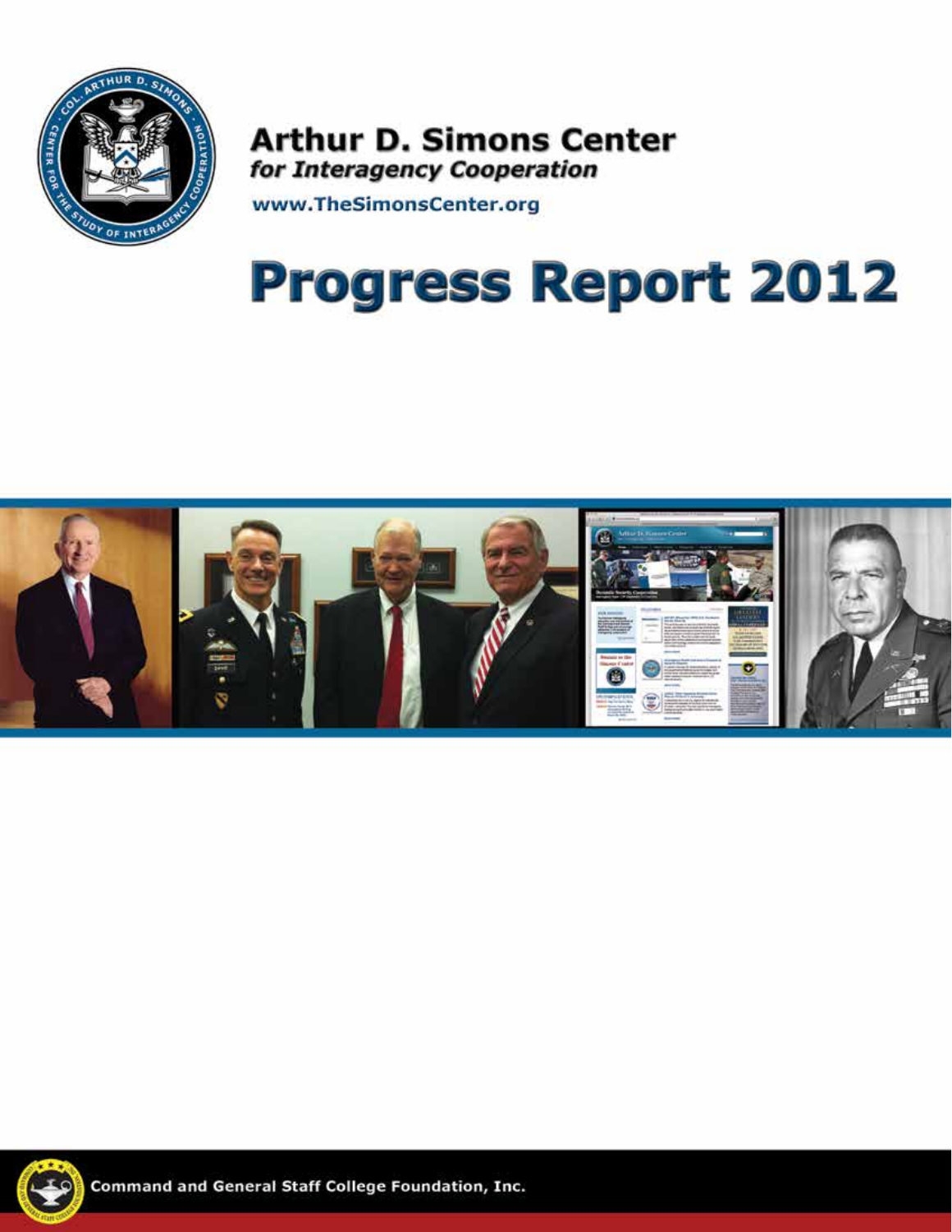# Arthur D. Simons Center

*for Interagency Cooperation*

www.TheSimonsCenter.org

# Progress Report 2012

Command and General Staff College Foundation, Inc.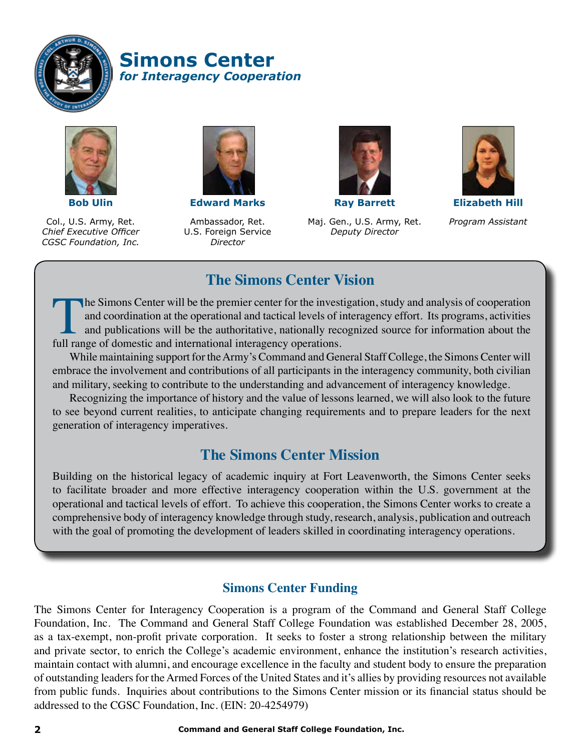# Simons Center
*for Interagency Cooperation*

**Bob Ulin**
Col., U.S. Army, Ret.
*Chief Executive Officer*
*CGSC Foundation, Inc.*

**Edward Marks**
Ambassador, Ret.
U.S. Foreign Service
*Director*

**Ray Barrett**
Maj. Gen., U.S. Army, Ret.
*Deputy Director*

**Elizabeth Hill**
*Program Assistant*

## The Simons Center Vision

The Simons Center will be the premier center for the investigation, study and analysis of cooperation and coordination at the operational and tactical levels of interagency effort. Its programs, activities and publications will be the authoritative, nationally recognized source for information about the full range of domestic and international interagency operations.

While maintaining support for the Army's Command and General Staff College, the Simons Center will embrace the involvement and contributions of all participants in the interagency community, both civilian and military, seeking to contribute to the understanding and advancement of interagency knowledge.

Recognizing the importance of history and the value of lessons learned, we will also look to the future to see beyond current realities, to anticipate changing requirements and to prepare leaders for the next generation of interagency imperatives.

## The Simons Center Mission

Building on the historical legacy of academic inquiry at Fort Leavenworth, the Simons Center seeks to facilitate broader and more effective interagency cooperation within the U.S. government at the operational and tactical levels of effort. To achieve this cooperation, the Simons Center works to create a comprehensive body of interagency knowledge through study, research, analysis, publication and outreach with the goal of promoting the development of leaders skilled in coordinating interagency operations.

## Simons Center Funding

The Simons Center for Interagency Cooperation is a program of the Command and General Staff College Foundation, Inc. The Command and General Staff College Foundation was established December 28, 2005, as a tax-exempt, non-profit private corporation. It seeks to foster a strong relationship between the military and private sector, to enrich the College's academic environment, enhance the institution's research activities, maintain contact with alumni, and encourage excellence in the faculty and student body to ensure the preparation of outstanding leaders for the Armed Forces of the United States and it's allies by providing resources not available from public funds. Inquiries about contributions to the Simons Center mission or its financial status should be addressed to the CGSC Foundation, Inc. (EIN: 20-4254979)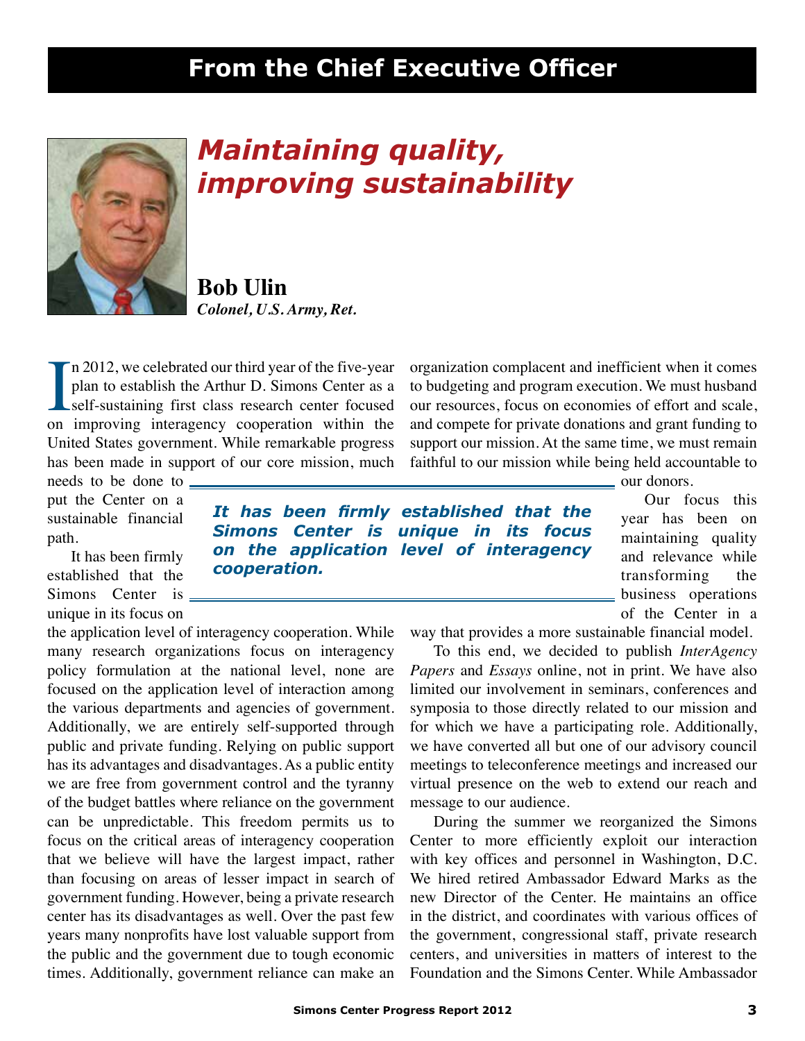## From the Chief Executive Officer

# *Maintaining quality, improving sustainability*

**Bob Ulin**
***Colonel, U.S. Army, Ret.***

In 2012, we celebrated our third year of the five-year plan to establish the Arthur D. Simons Center as a self-sustaining first class research center focused on improving interagency cooperation within the United States government. While remarkable progress has been made in support of our core mission, much needs to be done to put the Center on a sustainable financial path.

It has been firmly established that the Simons Center is unique in its focus on the application level of interagency cooperation. While many research organizations focus on interagency policy formulation at the national level, none are focused on the application level of interaction among the various departments and agencies of government. Additionally, we are entirely self-supported through public and private funding. Relying on public support has its advantages and disadvantages. As a public entity we are free from government control and the tyranny of the budget battles where reliance on the government can be unpredictable. This freedom permits us to focus on the critical areas of interagency cooperation that we believe will have the largest impact, rather than focusing on areas of lesser impact in search of government funding. However, being a private research center has its disadvantages as well. Over the past few years many nonprofits have lost valuable support from the public and the government due to tough economic times. Additionally, government reliance can make an organization complacent and inefficient when it comes to budgeting and program execution. We must husband our resources, focus on economies of effort and scale, and compete for private donations and grant funding to support our mission. At the same time, we must remain faithful to our mission while being held accountable to our donors.

> ***It has been firmly established that the Simons Center is unique in its focus on the application level of interagency cooperation.***

Our focus this year has been on maintaining quality and relevance while transforming the business operations of the Center in a way that provides a more sustainable financial model.

To this end, we decided to publish *InterAgency Papers* and *Essays* online, not in print. We have also limited our involvement in seminars, conferences and symposia to those directly related to our mission and for which we have a participating role. Additionally, we have converted all but one of our advisory council meetings to teleconference meetings and increased our virtual presence on the web to extend our reach and message to our audience.

During the summer we reorganized the Simons Center to more efficiently exploit our interaction with key offices and personnel in Washington, D.C. We hired retired Ambassador Edward Marks as the new Director of the Center. He maintains an office in the district, and coordinates with various offices of the government, congressional staff, private research centers, and universities in matters of interest to the Foundation and the Simons Center. While Ambassador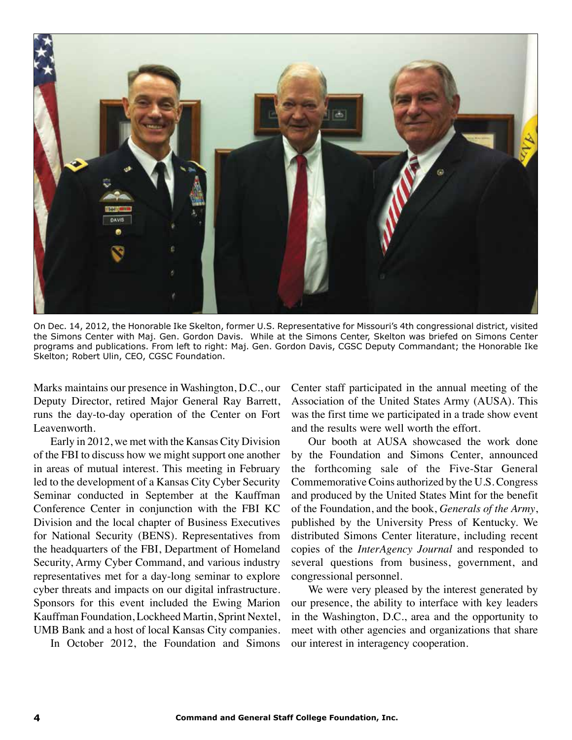On Dec. 14, 2012, the Honorable Ike Skelton, former U.S. Representative for Missouri's 4th congressional district, visited the Simons Center with Maj. Gen. Gordon Davis. While at the Simons Center, Skelton was briefed on Simons Center programs and publications. From left to right: Maj. Gen. Gordon Davis, CGSC Deputy Commandant; the Honorable Ike Skelton; Robert Ulin, CEO, CGSC Foundation.

Marks maintains our presence in Washington, D.C., our Deputy Director, retired Major General Ray Barrett, runs the day-to-day operation of the Center on Fort Leavenworth.

Early in 2012, we met with the Kansas City Division of the FBI to discuss how we might support one another in areas of mutual interest. This meeting in February led to the development of a Kansas City Cyber Security Seminar conducted in September at the Kauffman Conference Center in conjunction with the FBI KC Division and the local chapter of Business Executives for National Security (BENS). Representatives from the headquarters of the FBI, Department of Homeland Security, Army Cyber Command, and various industry representatives met for a day-long seminar to explore cyber threats and impacts on our digital infrastructure. Sponsors for this event included the Ewing Marion Kauffman Foundation, Lockheed Martin, Sprint Nextel, UMB Bank and a host of local Kansas City companies.

In October 2012, the Foundation and Simons Center staff participated in the annual meeting of the Association of the United States Army (AUSA). This was the first time we participated in a trade show event and the results were well worth the effort.

Our booth at AUSA showcased the work done by the Foundation and Simons Center, announced the forthcoming sale of the Five-Star General Commemorative Coins authorized by the U.S. Congress and produced by the United States Mint for the benefit of the Foundation, and the book, *Generals of the Army*, published by the University Press of Kentucky. We distributed Simons Center literature, including recent copies of the *InterAgency Journal* and responded to several questions from business, government, and congressional personnel.

We were very pleased by the interest generated by our presence, the ability to interface with key leaders in the Washington, D.C., area and the opportunity to meet with other agencies and organizations that share our interest in interagency cooperation.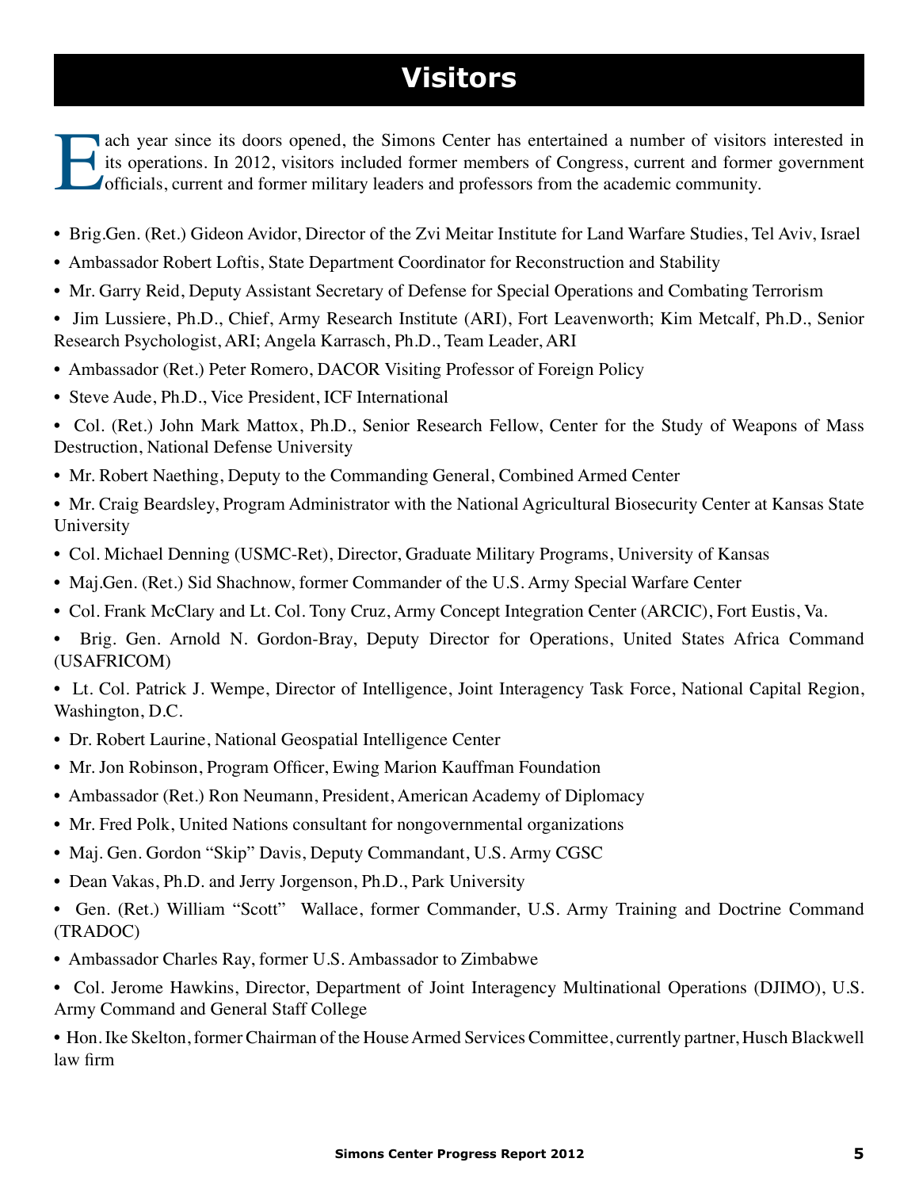# Visitors

Each year since its doors opened, the Simons Center has entertained a number of visitors interested in its operations. In 2012, visitors included former members of Congress, current and former government officials, current and former military leaders and professors from the academic community.

- Brig.Gen. (Ret.) Gideon Avidor, Director of the Zvi Meitar Institute for Land Warfare Studies, Tel Aviv, Israel
- Ambassador Robert Loftis, State Department Coordinator for Reconstruction and Stability
- Mr. Garry Reid, Deputy Assistant Secretary of Defense for Special Operations and Combating Terrorism
- Jim Lussiere, Ph.D., Chief, Army Research Institute (ARI), Fort Leavenworth; Kim Metcalf, Ph.D., Senior Research Psychologist, ARI; Angela Karrasch, Ph.D., Team Leader, ARI
- Ambassador (Ret.) Peter Romero, DACOR Visiting Professor of Foreign Policy
- Steve Aude, Ph.D., Vice President, ICF International
- Col. (Ret.) John Mark Mattox, Ph.D., Senior Research Fellow, Center for the Study of Weapons of Mass Destruction, National Defense University
- Mr. Robert Naething, Deputy to the Commanding General, Combined Armed Center
- Mr. Craig Beardsley, Program Administrator with the National Agricultural Biosecurity Center at Kansas State University
- Col. Michael Denning (USMC-Ret), Director, Graduate Military Programs, University of Kansas
- Maj.Gen. (Ret.) Sid Shachnow, former Commander of the U.S. Army Special Warfare Center
- Col. Frank McClary and Lt. Col. Tony Cruz, Army Concept Integration Center (ARCIC), Fort Eustis, Va.
- Brig. Gen. Arnold N. Gordon-Bray, Deputy Director for Operations, United States Africa Command (USAFRICOM)
- Lt. Col. Patrick J. Wempe, Director of Intelligence, Joint Interagency Task Force, National Capital Region, Washington, D.C.
- Dr. Robert Laurine, National Geospatial Intelligence Center
- Mr. Jon Robinson, Program Officer, Ewing Marion Kauffman Foundation
- Ambassador (Ret.) Ron Neumann, President, American Academy of Diplomacy
- Mr. Fred Polk, United Nations consultant for nongovernmental organizations
- Maj. Gen. Gordon "Skip" Davis, Deputy Commandant, U.S. Army CGSC
- Dean Vakas, Ph.D. and Jerry Jorgenson, Ph.D., Park University
- Gen. (Ret.) William "Scott" Wallace, former Commander, U.S. Army Training and Doctrine Command (TRADOC)
- Ambassador Charles Ray, former U.S. Ambassador to Zimbabwe
- Col. Jerome Hawkins, Director, Department of Joint Interagency Multinational Operations (DJIMO), U.S. Army Command and General Staff College
- Hon. Ike Skelton, former Chairman of the House Armed Services Committee, currently partner, Husch Blackwell law firm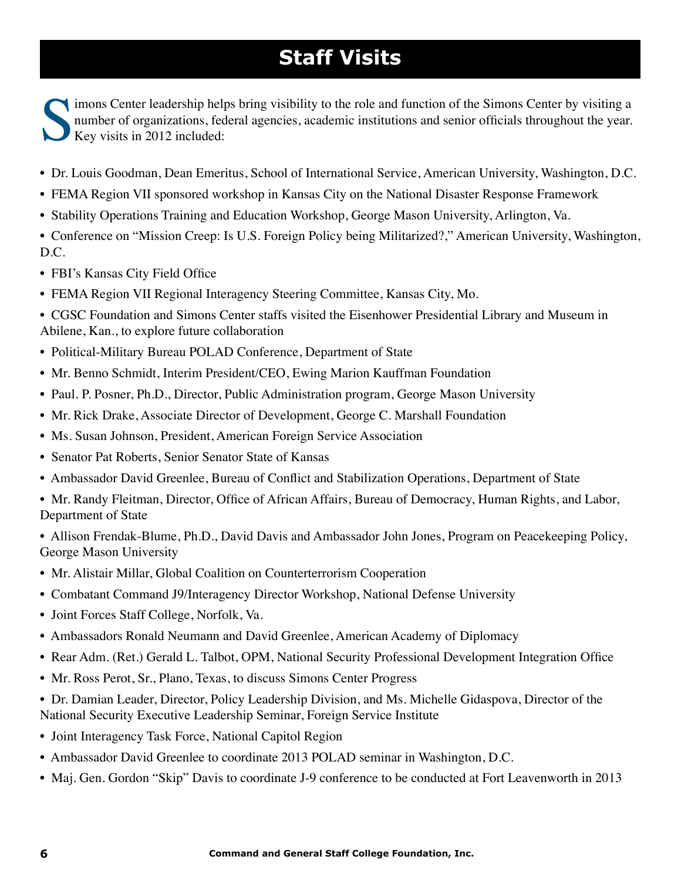# Staff Visits

Simons Center leadership helps bring visibility to the role and function of the Simons Center by visiting a number of organizations, federal agencies, academic institutions and senior officials throughout the year. Key visits in 2012 included:

- Dr. Louis Goodman, Dean Emeritus, School of International Service, American University, Washington, D.C.
- FEMA Region VII sponsored workshop in Kansas City on the National Disaster Response Framework
- Stability Operations Training and Education Workshop, George Mason University, Arlington, Va.
- Conference on "Mission Creep: Is U.S. Foreign Policy being Militarized?," American University, Washington, D.C.
- FBI's Kansas City Field Office
- FEMA Region VII Regional Interagency Steering Committee, Kansas City, Mo.
- CGSC Foundation and Simons Center staffs visited the Eisenhower Presidential Library and Museum in Abilene, Kan., to explore future collaboration
- Political-Military Bureau POLAD Conference, Department of State
- Mr. Benno Schmidt, Interim President/CEO, Ewing Marion Kauffman Foundation
- Paul. P. Posner, Ph.D., Director, Public Administration program, George Mason University
- Mr. Rick Drake, Associate Director of Development, George C. Marshall Foundation
- Ms. Susan Johnson, President, American Foreign Service Association
- Senator Pat Roberts, Senior Senator State of Kansas
- Ambassador David Greenlee, Bureau of Conflict and Stabilization Operations, Department of State
- Mr. Randy Fleitman, Director, Office of African Affairs, Bureau of Democracy, Human Rights, and Labor, Department of State
- Allison Frendak-Blume, Ph.D., David Davis and Ambassador John Jones, Program on Peacekeeping Policy, George Mason University
- Mr. Alistair Millar, Global Coalition on Counterterrorism Cooperation
- Combatant Command J9/Interagency Director Workshop, National Defense University
- Joint Forces Staff College, Norfolk, Va.
- Ambassadors Ronald Neumann and David Greenlee, American Academy of Diplomacy
- Rear Adm. (Ret.) Gerald L. Talbot, OPM, National Security Professional Development Integration Office
- Mr. Ross Perot, Sr., Plano, Texas, to discuss Simons Center Progress
- Dr. Damian Leader, Director, Policy Leadership Division, and Ms. Michelle Gidaspova, Director of the National Security Executive Leadership Seminar, Foreign Service Institute
- Joint Interagency Task Force, National Capitol Region
- Ambassador David Greenlee to coordinate 2013 POLAD seminar in Washington, D.C.
- Maj. Gen. Gordon "Skip" Davis to coordinate J-9 conference to be conducted at Fort Leavenworth in 2013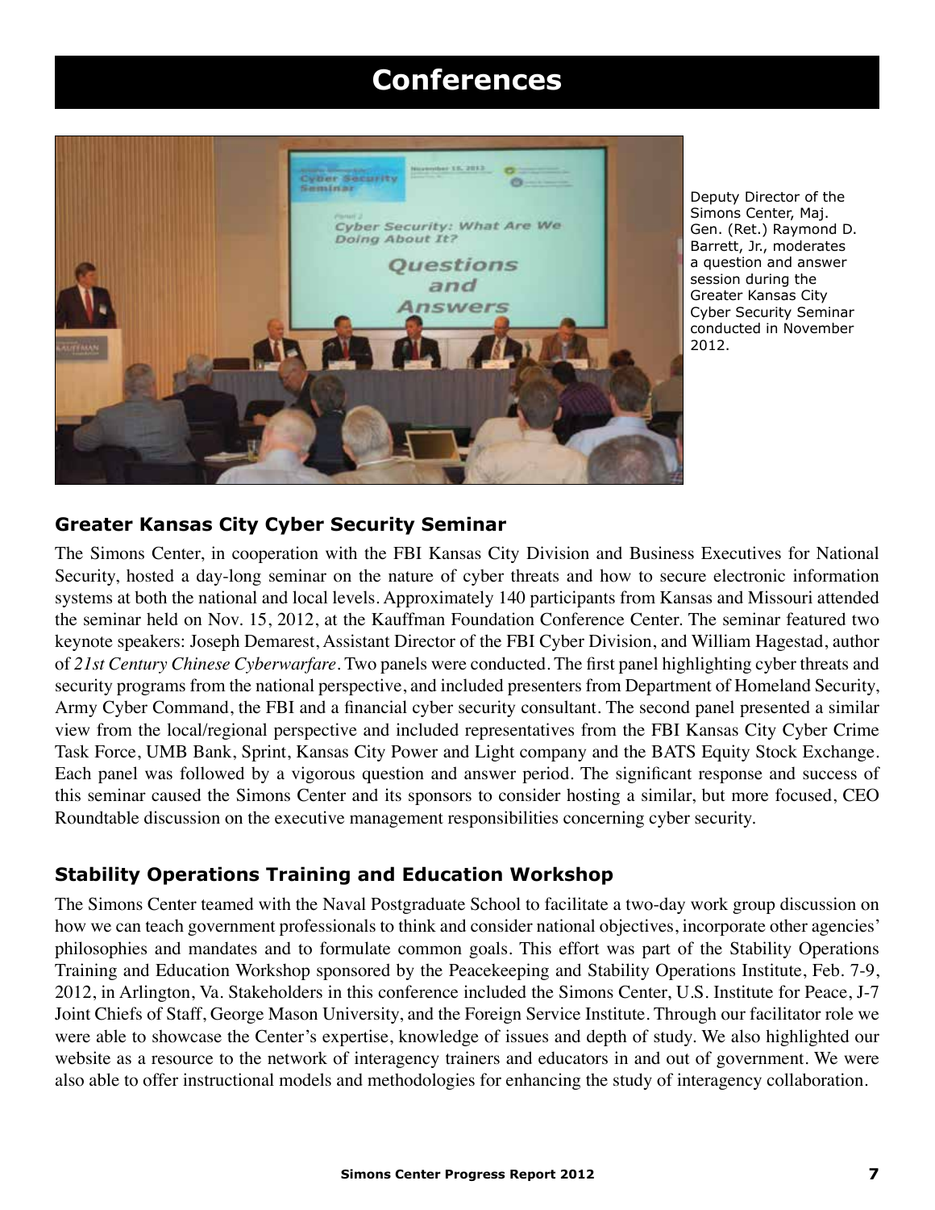# Conferences

Deputy Director of the Simons Center, Maj. Gen. (Ret.) Raymond D. Barrett, Jr., moderates a question and answer session during the Greater Kansas City Cyber Security Seminar conducted in November 2012.

### Greater Kansas City Cyber Security Seminar

The Simons Center, in cooperation with the FBI Kansas City Division and Business Executives for National Security, hosted a day-long seminar on the nature of cyber threats and how to secure electronic information systems at both the national and local levels. Approximately 140 participants from Kansas and Missouri attended the seminar held on Nov. 15, 2012, at the Kauffman Foundation Conference Center. The seminar featured two keynote speakers: Joseph Demarest, Assistant Director of the FBI Cyber Division, and William Hagestad, author of *21st Century Chinese Cyberwarfare*. Two panels were conducted. The first panel highlighting cyber threats and security programs from the national perspective, and included presenters from Department of Homeland Security, Army Cyber Command, the FBI and a financial cyber security consultant. The second panel presented a similar view from the local/regional perspective and included representatives from the FBI Kansas City Cyber Crime Task Force, UMB Bank, Sprint, Kansas City Power and Light company and the BATS Equity Stock Exchange. Each panel was followed by a vigorous question and answer period. The significant response and success of this seminar caused the Simons Center and its sponsors to consider hosting a similar, but more focused, CEO Roundtable discussion on the executive management responsibilities concerning cyber security.

### Stability Operations Training and Education Workshop

The Simons Center teamed with the Naval Postgraduate School to facilitate a two-day work group discussion on how we can teach government professionals to think and consider national objectives, incorporate other agencies' philosophies and mandates and to formulate common goals. This effort was part of the Stability Operations Training and Education Workshop sponsored by the Peacekeeping and Stability Operations Institute, Feb. 7-9, 2012, in Arlington, Va. Stakeholders in this conference included the Simons Center, U.S. Institute for Peace, J-7 Joint Chiefs of Staff, George Mason University, and the Foreign Service Institute. Through our facilitator role we were able to showcase the Center's expertise, knowledge of issues and depth of study. We also highlighted our website as a resource to the network of interagency trainers and educators in and out of government. We were also able to offer instructional models and methodologies for enhancing the study of interagency collaboration.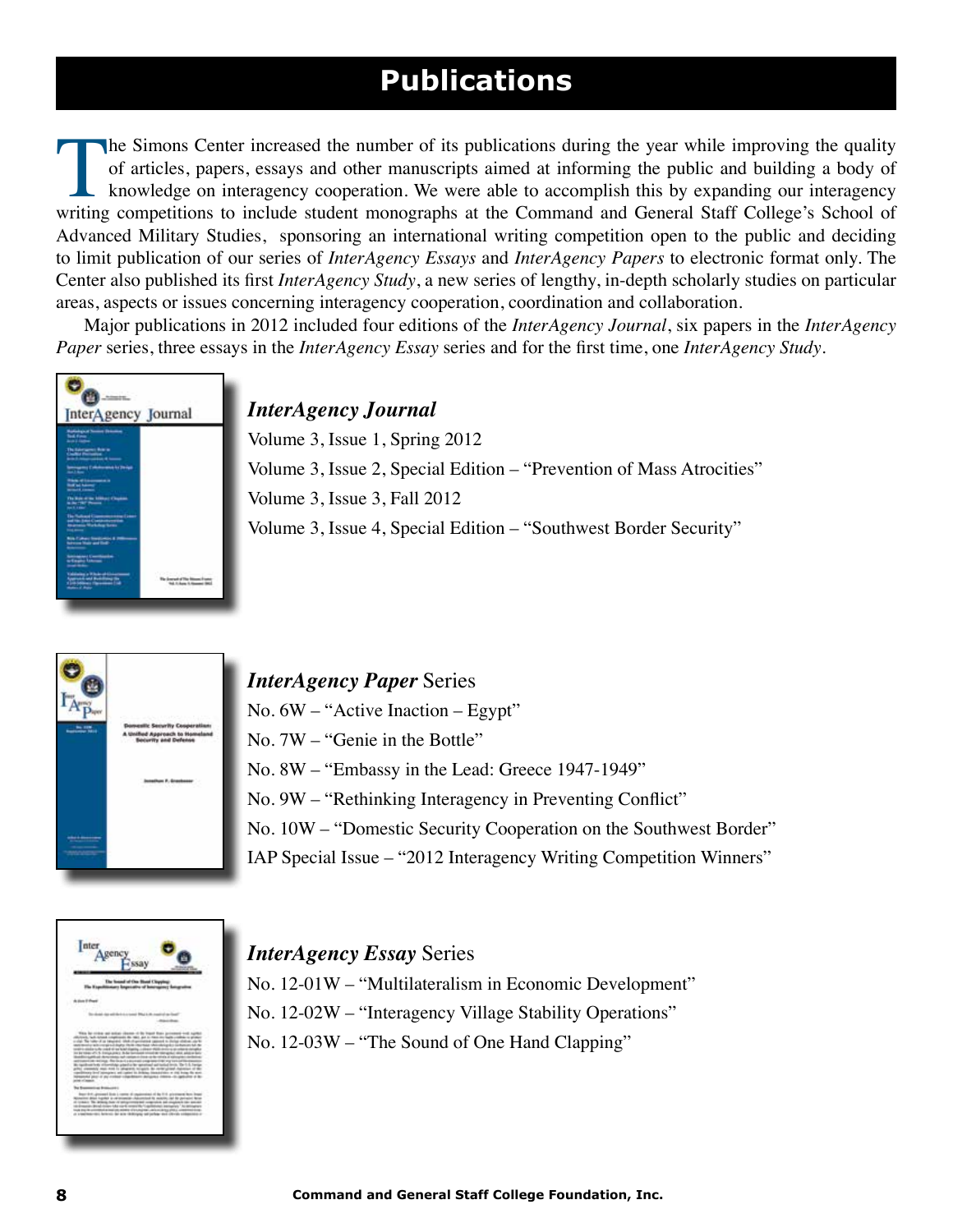# Publications

The Simons Center increased the number of its publications during the year while improving the quality of articles, papers, essays and other manuscripts aimed at informing the public and building a body of knowledge on interagency cooperation. We were able to accomplish this by expanding our interagency writing competitions to include student monographs at the Command and General Staff College's School of Advanced Military Studies, sponsoring an international writing competition open to the public and deciding to limit publication of our series of *InterAgency Essays* and *InterAgency Papers* to electronic format only. The Center also published its first *InterAgency Study*, a new series of lengthy, in-depth scholarly studies on particular areas, aspects or issues concerning interagency cooperation, coordination and collaboration.

Major publications in 2012 included four editions of the *InterAgency Journal*, six papers in the *InterAgency Paper* series, three essays in the *InterAgency Essay* series and for the first time, one *InterAgency Study*.

### *InterAgency Journal*

Volume 3, Issue 1, Spring 2012

Volume 3, Issue 2, Special Edition – "Prevention of Mass Atrocities"

Volume 3, Issue 3, Fall 2012

Volume 3, Issue 4, Special Edition – "Southwest Border Security"

### *InterAgency Paper* Series

No. 6W – "Active Inaction – Egypt"

No. 7W – "Genie in the Bottle"

No. 8W – "Embassy in the Lead: Greece 1947-1949"

No. 9W – "Rethinking Interagency in Preventing Conflict"

No. 10W – "Domestic Security Cooperation on the Southwest Border"

IAP Special Issue – "2012 Interagency Writing Competition Winners"

### *InterAgency Essay* Series

No. 12-01W – "Multilateralism in Economic Development"

No. 12-02W – "Interagency Village Stability Operations"

No. 12-03W – "The Sound of One Hand Clapping"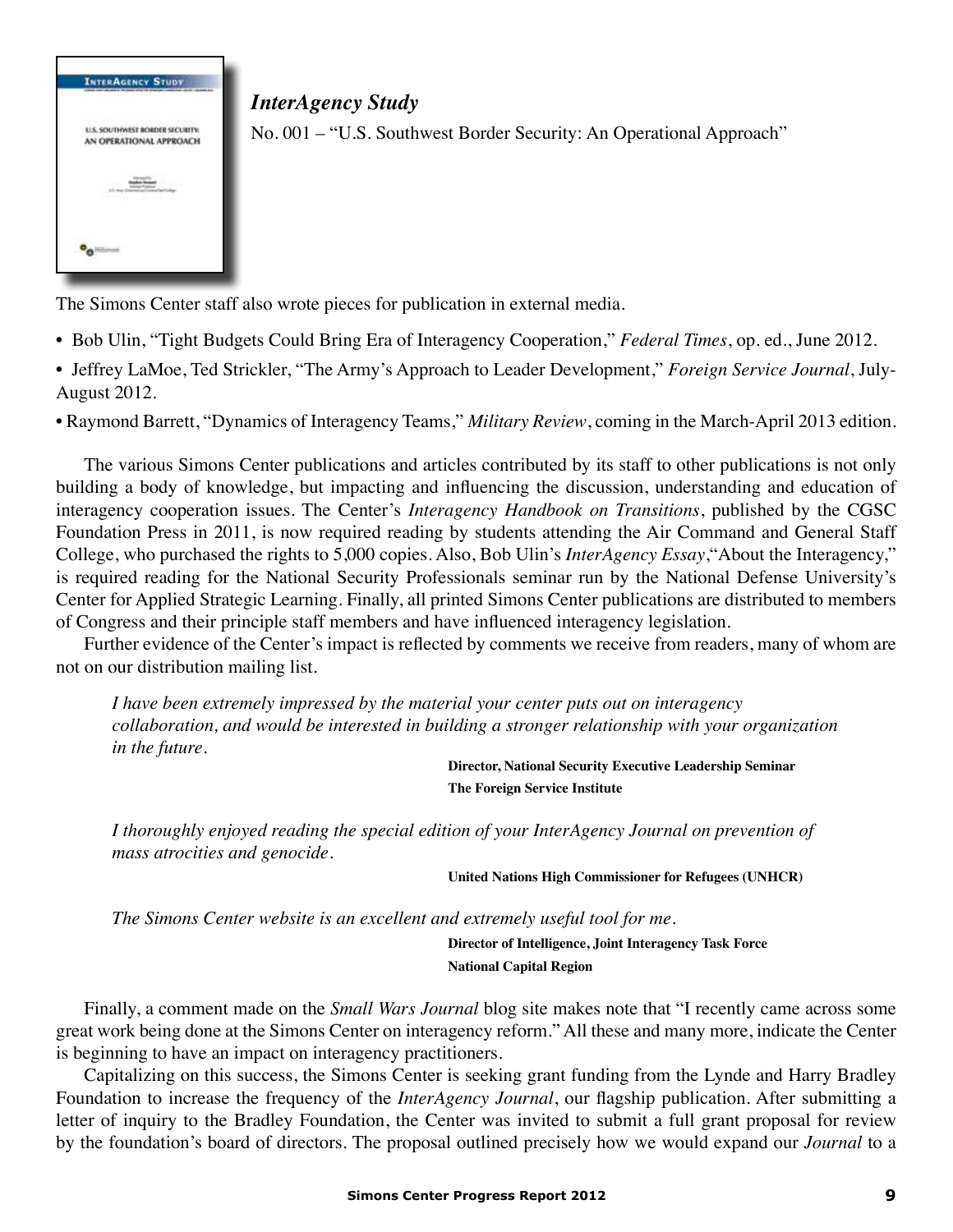*InterAgency Study*

No. 001 – "U.S. Southwest Border Security: An Operational Approach"

The Simons Center staff also wrote pieces for publication in external media.

- Bob Ulin, "Tight Budgets Could Bring Era of Interagency Cooperation," *Federal Times*, op. ed., June 2012.
- Jeffrey LaMoe, Ted Strickler, "The Army's Approach to Leader Development," *Foreign Service Journal*, July-August 2012.
- Raymond Barrett, "Dynamics of Interagency Teams," *Military Review*, coming in the March-April 2013 edition.

The various Simons Center publications and articles contributed by its staff to other publications is not only building a body of knowledge, but impacting and influencing the discussion, understanding and education of interagency cooperation issues. The Center's *Interagency Handbook on Transitions*, published by the CGSC Foundation Press in 2011, is now required reading by students attending the Air Command and General Staff College, who purchased the rights to 5,000 copies. Also, Bob Ulin's *InterAgency Essay*,"About the Interagency," is required reading for the National Security Professionals seminar run by the National Defense University's Center for Applied Strategic Learning. Finally, all printed Simons Center publications are distributed to members of Congress and their principle staff members and have influenced interagency legislation.

Further evidence of the Center's impact is reflected by comments we receive from readers, many of whom are not on our distribution mailing list.

> *I have been extremely impressed by the material your center puts out on interagency collaboration, and would be interested in building a stronger relationship with your organization in the future.*
>
> **Director, National Security Executive Leadership Seminar**
> **The Foreign Service Institute**

> *I thoroughly enjoyed reading the special edition of your InterAgency Journal on prevention of mass atrocities and genocide.*
>
> **United Nations High Commissioner for Refugees (UNHCR)**

> *The Simons Center website is an excellent and extremely useful tool for me.*
>
> **Director of Intelligence, Joint Interagency Task Force**
> **National Capital Region**

Finally, a comment made on the *Small Wars Journal* blog site makes note that "I recently came across some great work being done at the Simons Center on interagency reform." All these and many more, indicate the Center is beginning to have an impact on interagency practitioners.

Capitalizing on this success, the Simons Center is seeking grant funding from the Lynde and Harry Bradley Foundation to increase the frequency of the *InterAgency Journal*, our flagship publication. After submitting a letter of inquiry to the Bradley Foundation, the Center was invited to submit a full grant proposal for review by the foundation's board of directors. The proposal outlined precisely how we would expand our *Journal* to a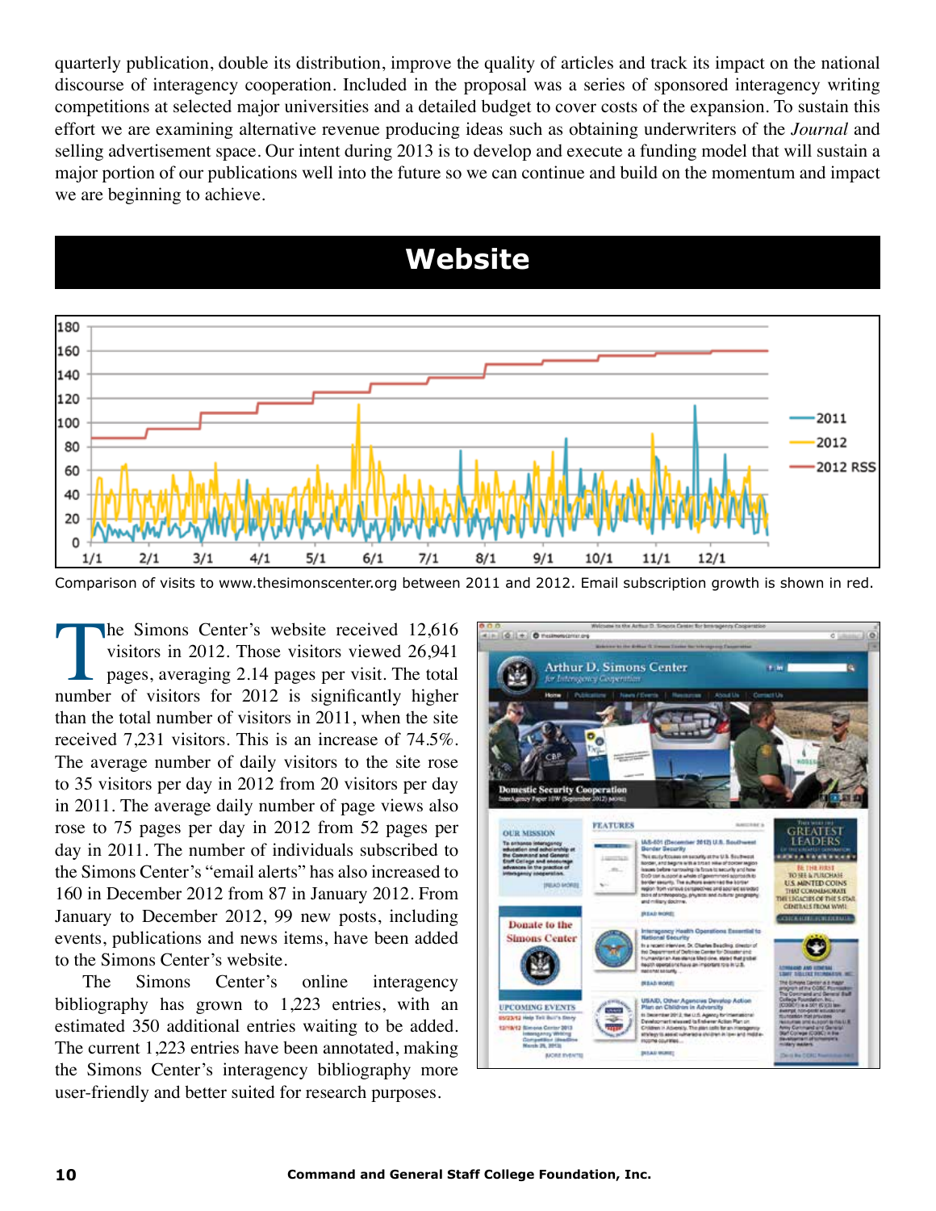quarterly publication, double its distribution, improve the quality of articles and track its impact on the national discourse of interagency cooperation. Included in the proposal was a series of sponsored interagency writing competitions at selected major universities and a detailed budget to cover costs of the expansion. To sustain this effort we are examining alternative revenue producing ideas such as obtaining underwriters of the *Journal* and selling advertisement space. Our intent during 2013 is to develop and execute a funding model that will sustain a major portion of our publications well into the future so we can continue and build on the momentum and impact we are beginning to achieve.

## Website

Comparison of visits to www.thesimonscenter.org between 2011 and 2012. Email subscription growth is shown in red.

The Simons Center's website received 12,616 visitors in 2012. Those visitors viewed 26,941 pages, averaging 2.14 pages per visit. The total number of visitors for 2012 is significantly higher than the total number of visitors in 2011, when the site received 7,231 visitors. This is an increase of 74.5%. The average number of daily visitors to the site rose to 35 visitors per day in 2012 from 20 visitors per day in 2011. The average daily number of page views also rose to 75 pages per day in 2012 from 52 pages per day in 2011. The number of individuals subscribed to the Simons Center's "email alerts" has also increased to 160 in December 2012 from 87 in January 2012. From January to December 2012, 99 new posts, including events, publications and news items, have been added to the Simons Center's website.

The Simons Center's online interagency bibliography has grown to 1,223 entries, with an estimated 350 additional entries waiting to be added. The current 1,223 entries have been annotated, making the Simons Center's interagency bibliography more user-friendly and better suited for research purposes.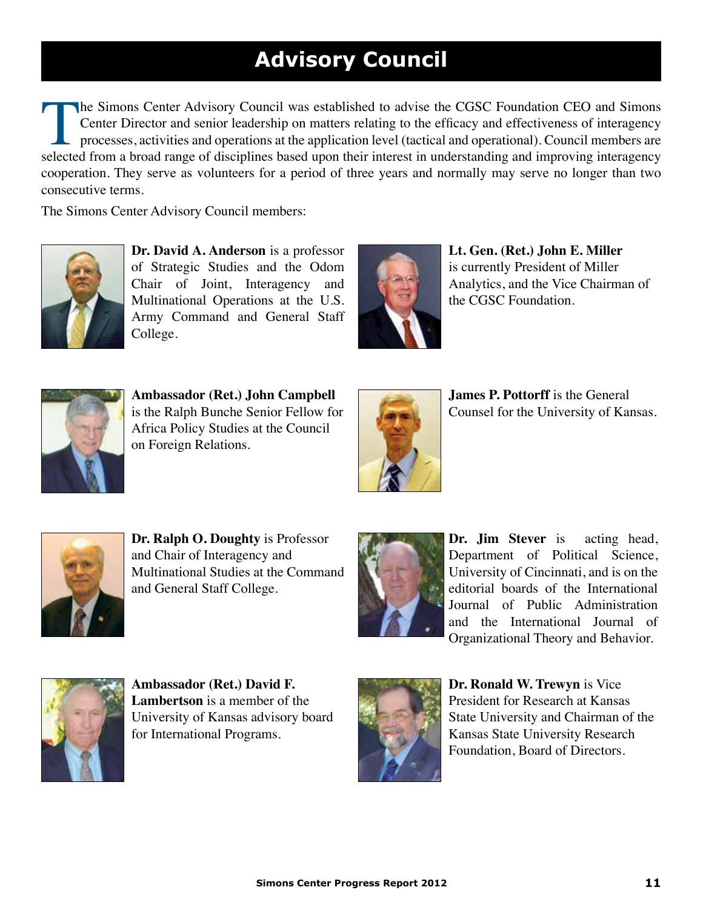# Advisory Council

The Simons Center Advisory Council was established to advise the CGSC Foundation CEO and Simons Center Director and senior leadership on matters relating to the efficacy and effectiveness of interagency processes, activities and operations at the application level (tactical and operational). Council members are selected from a broad range of disciplines based upon their interest in understanding and improving interagency cooperation. They serve as volunteers for a period of three years and normally may serve no longer than two consecutive terms.

The Simons Center Advisory Council members:

**Dr. David A. Anderson** is a professor of Strategic Studies and the Odom Chair of Joint, Interagency and Multinational Operations at the U.S. Army Command and General Staff College.

**Ambassador (Ret.) John Campbell** is the Ralph Bunche Senior Fellow for Africa Policy Studies at the Council on Foreign Relations.

**Dr. Ralph O. Doughty** is Professor and Chair of Interagency and Multinational Studies at the Command and General Staff College.

**Ambassador (Ret.) David F. Lambertson** is a member of the University of Kansas advisory board for International Programs.

**Lt. Gen. (Ret.) John E. Miller** is currently President of Miller Analytics, and the Vice Chairman of the CGSC Foundation.

**James P. Pottorff** is the General Counsel for the University of Kansas.

**Dr. Jim Stever** is acting head, Department of Political Science, University of Cincinnati, and is on the editorial boards of the International Journal of Public Administration and the International Journal of Organizational Theory and Behavior.

**Dr. Ronald W. Trewyn** is Vice President for Research at Kansas State University and Chairman of the Kansas State University Research Foundation, Board of Directors.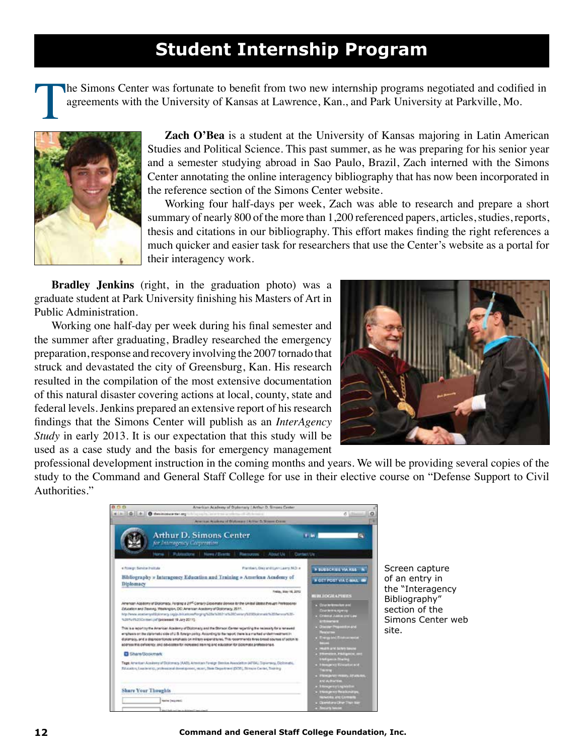# Student Internship Program

The Simons Center was fortunate to benefit from two new internship programs negotiated and codified in agreements with the University of Kansas at Lawrence, Kan., and Park University at Parkville, Mo.

**Zach O'Bea** is a student at the University of Kansas majoring in Latin American Studies and Political Science. This past summer, as he was preparing for his senior year and a semester studying abroad in Sao Paulo, Brazil, Zach interned with the Simons Center annotating the online interagency bibliography that has now been incorporated in the reference section of the Simons Center website.

Working four half-days per week, Zach was able to research and prepare a short summary of nearly 800 of the more than 1,200 referenced papers, articles, studies, reports, thesis and citations in our bibliography. This effort makes finding the right references a much quicker and easier task for researchers that use the Center's website as a portal for their interagency work.

**Bradley Jenkins** (right, in the graduation photo) was a graduate student at Park University finishing his Masters of Art in Public Administration.

Working one half-day per week during his final semester and the summer after graduating, Bradley researched the emergency preparation, response and recovery involving the 2007 tornado that struck and devastated the city of Greensburg, Kan. His research resulted in the compilation of the most extensive documentation of this natural disaster covering actions at local, county, state and federal levels. Jenkins prepared an extensive report of his research findings that the Simons Center will publish as an *InterAgency Study* in early 2013. It is our expectation that this study will be used as a case study and the basis for emergency management professional development instruction in the coming months and years. We will be providing several copies of the study to the Command and General Staff College for use in their elective course on "Defense Support to Civil Authorities."

Screen capture of an entry in the "Interagency Bibliography" section of the Simons Center web site.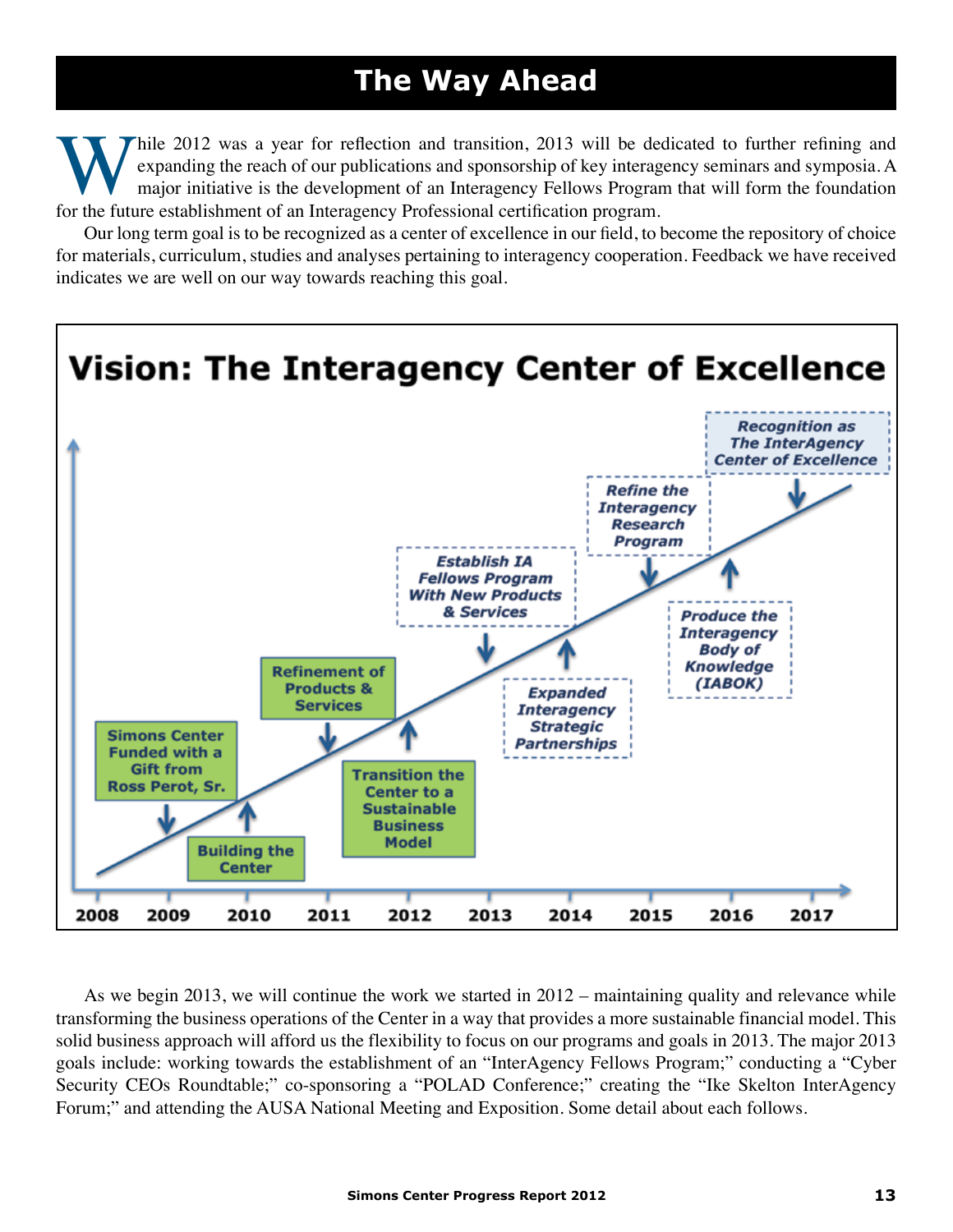# The Way Ahead

While 2012 was a year for reflection and transition, 2013 will be dedicated to further refining and expanding the reach of our publications and sponsorship of key interagency seminars and symposia. A major initiative is the development of an Interagency Fellows Program that will form the foundation for the future establishment of an Interagency Professional certification program.

Our long term goal is to be recognized as a center of excellence in our field, to become the repository of choice for materials, curriculum, studies and analyses pertaining to interagency cooperation. Feedback we have received indicates we are well on our way towards reaching this goal.

## Vision: The Interagency Center of Excellence

| Year | Milestone |
|---|---|
| 2009 | Simons Center Funded with a Gift from Ross Perot, Sr. |
| 2010 | Building the Center |
| 2011 | Refinement of Products & Services |
| 2012 | Transition the Center to a Sustainable Business Model |
| 2013 | *Establish IA Fellows Program With New Products & Services* |
| 2014 | *Expanded Interagency Strategic Partnerships* |
| 2015 | *Refine the Interagency Research Program* |
| 2016 | *Produce the Interagency Body of Knowledge (IABOK)* |
| 2017 | *Recognition as The InterAgency Center of Excellence* |

As we begin 2013, we will continue the work we started in 2012 – maintaining quality and relevance while transforming the business operations of the Center in a way that provides a more sustainable financial model. This solid business approach will afford us the flexibility to focus on our programs and goals in 2013. The major 2013 goals include: working towards the establishment of an "InterAgency Fellows Program;" conducting a "Cyber Security CEOs Roundtable;" co-sponsoring a "POLAD Conference;" creating the "Ike Skelton InterAgency Forum;" and attending the AUSA National Meeting and Exposition. Some detail about each follows.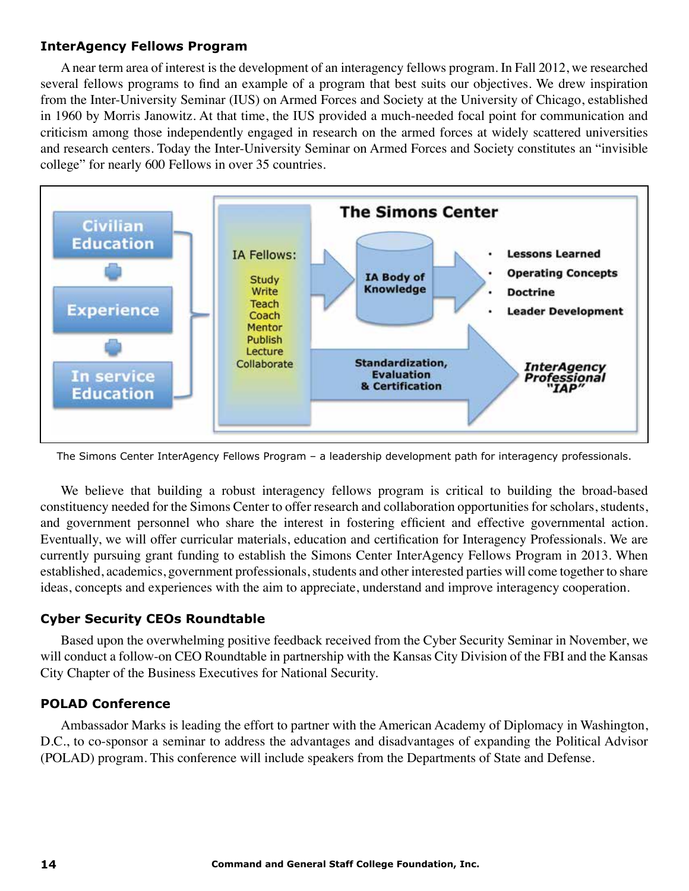### InterAgency Fellows Program

A near term area of interest is the development of an interagency fellows program. In Fall 2012, we researched several fellows programs to find an example of a program that best suits our objectives. We drew inspiration from the Inter-University Seminar (IUS) on Armed Forces and Society at the University of Chicago, established in 1960 by Morris Janowitz. At that time, the IUS provided a much-needed focal point for communication and criticism among those independently engaged in research on the armed forces at widely scattered universities and research centers. Today the Inter-University Seminar on Armed Forces and Society constitutes an "invisible college" for nearly 600 Fellows in over 35 countries.

The Simons Center InterAgency Fellows Program – a leadership development path for interagency professionals.

We believe that building a robust interagency fellows program is critical to building the broad-based constituency needed for the Simons Center to offer research and collaboration opportunities for scholars, students, and government personnel who share the interest in fostering efficient and effective governmental action. Eventually, we will offer curricular materials, education and certification for Interagency Professionals. We are currently pursuing grant funding to establish the Simons Center InterAgency Fellows Program in 2013. When established, academics, government professionals, students and other interested parties will come together to share ideas, concepts and experiences with the aim to appreciate, understand and improve interagency cooperation.

### Cyber Security CEOs Roundtable

Based upon the overwhelming positive feedback received from the Cyber Security Seminar in November, we will conduct a follow-on CEO Roundtable in partnership with the Kansas City Division of the FBI and the Kansas City Chapter of the Business Executives for National Security.

### POLAD Conference

Ambassador Marks is leading the effort to partner with the American Academy of Diplomacy in Washington, D.C., to co-sponsor a seminar to address the advantages and disadvantages of expanding the Political Advisor (POLAD) program. This conference will include speakers from the Departments of State and Defense.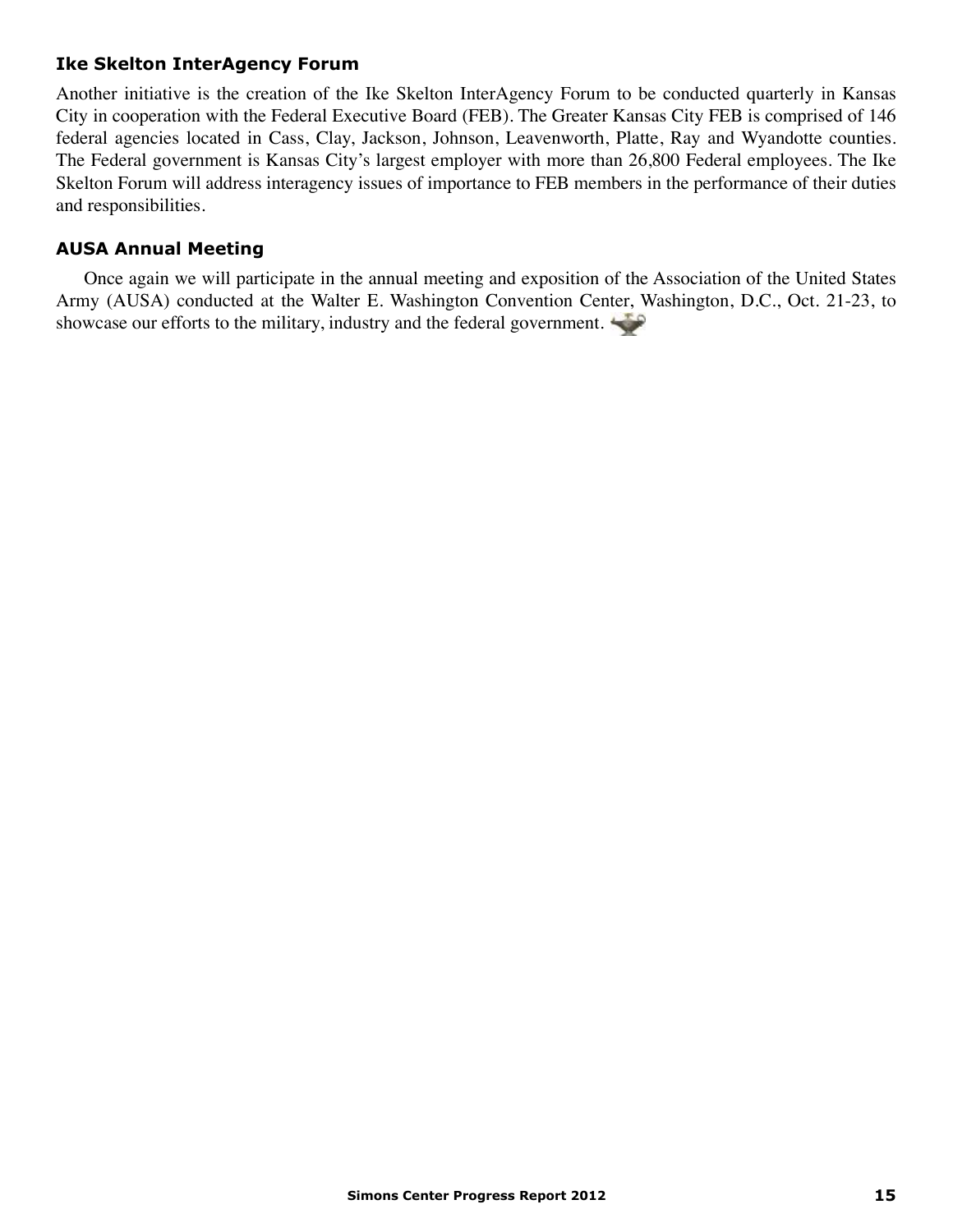### Ike Skelton InterAgency Forum

Another initiative is the creation of the Ike Skelton InterAgency Forum to be conducted quarterly in Kansas City in cooperation with the Federal Executive Board (FEB). The Greater Kansas City FEB is comprised of 146 federal agencies located in Cass, Clay, Jackson, Johnson, Leavenworth, Platte, Ray and Wyandotte counties. The Federal government is Kansas City's largest employer with more than 26,800 Federal employees. The Ike Skelton Forum will address interagency issues of importance to FEB members in the performance of their duties and responsibilities.

### AUSA Annual Meeting

Once again we will participate in the annual meeting and exposition of the Association of the United States Army (AUSA) conducted at the Walter E. Washington Convention Center, Washington, D.C., Oct. 21-23, to showcase our efforts to the military, industry and the federal government.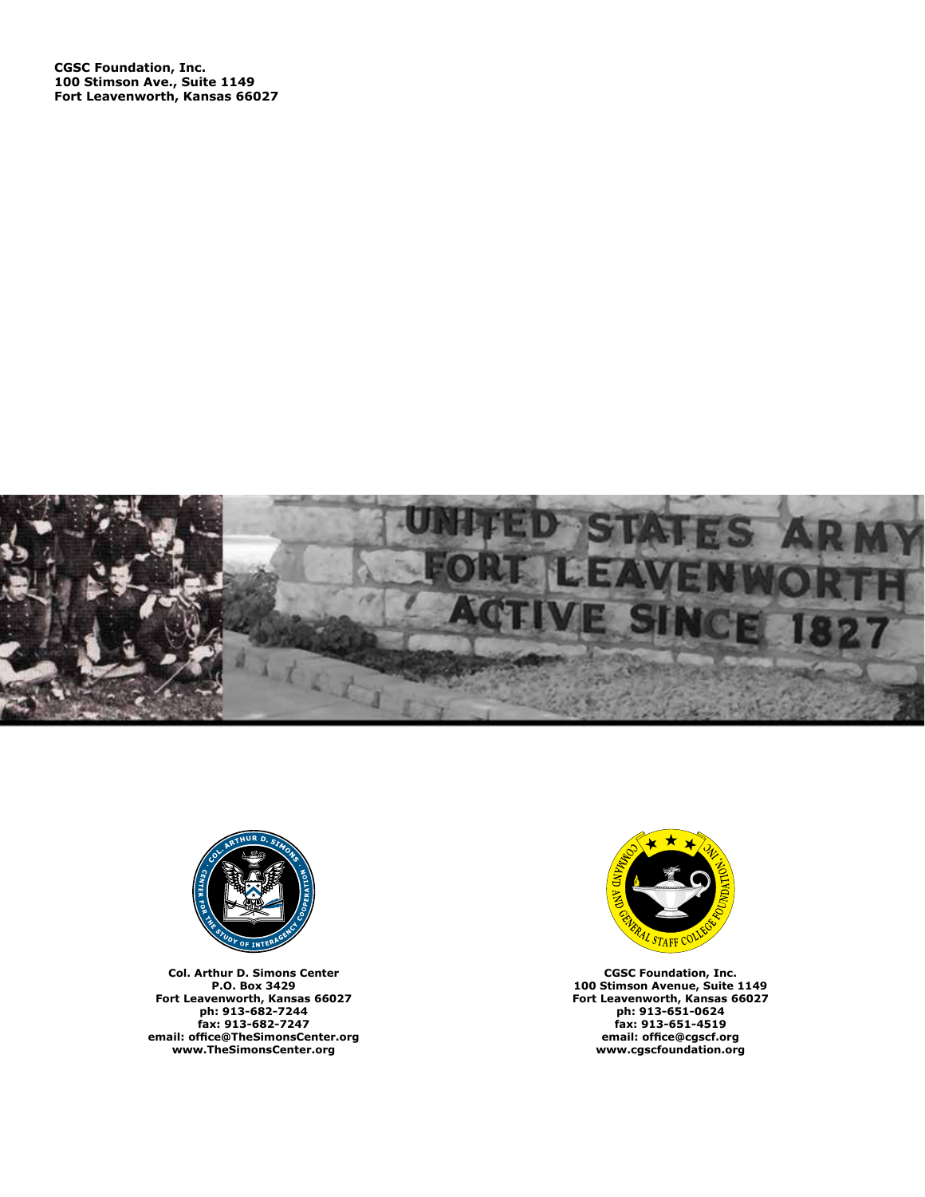**CGSC Foundation, Inc.**
**100 Stimson Ave., Suite 1149**
**Fort Leavenworth, Kansas 66027**

**Col. Arthur D. Simons Center**
**P.O. Box 3429**
**Fort Leavenworth, Kansas 66027**
**ph: 913-682-7244**
**fax: 913-682-7247**
**email: office@TheSimonsCenter.org**
**www.TheSimonsCenter.org**

**CGSC Foundation, Inc.**
**100 Stimson Avenue, Suite 1149**
**Fort Leavenworth, Kansas 66027**
**ph: 913-651-0624**
**fax: 913-651-4519**
**email: office@cgscf.org**
**www.cgscfoundation.org**